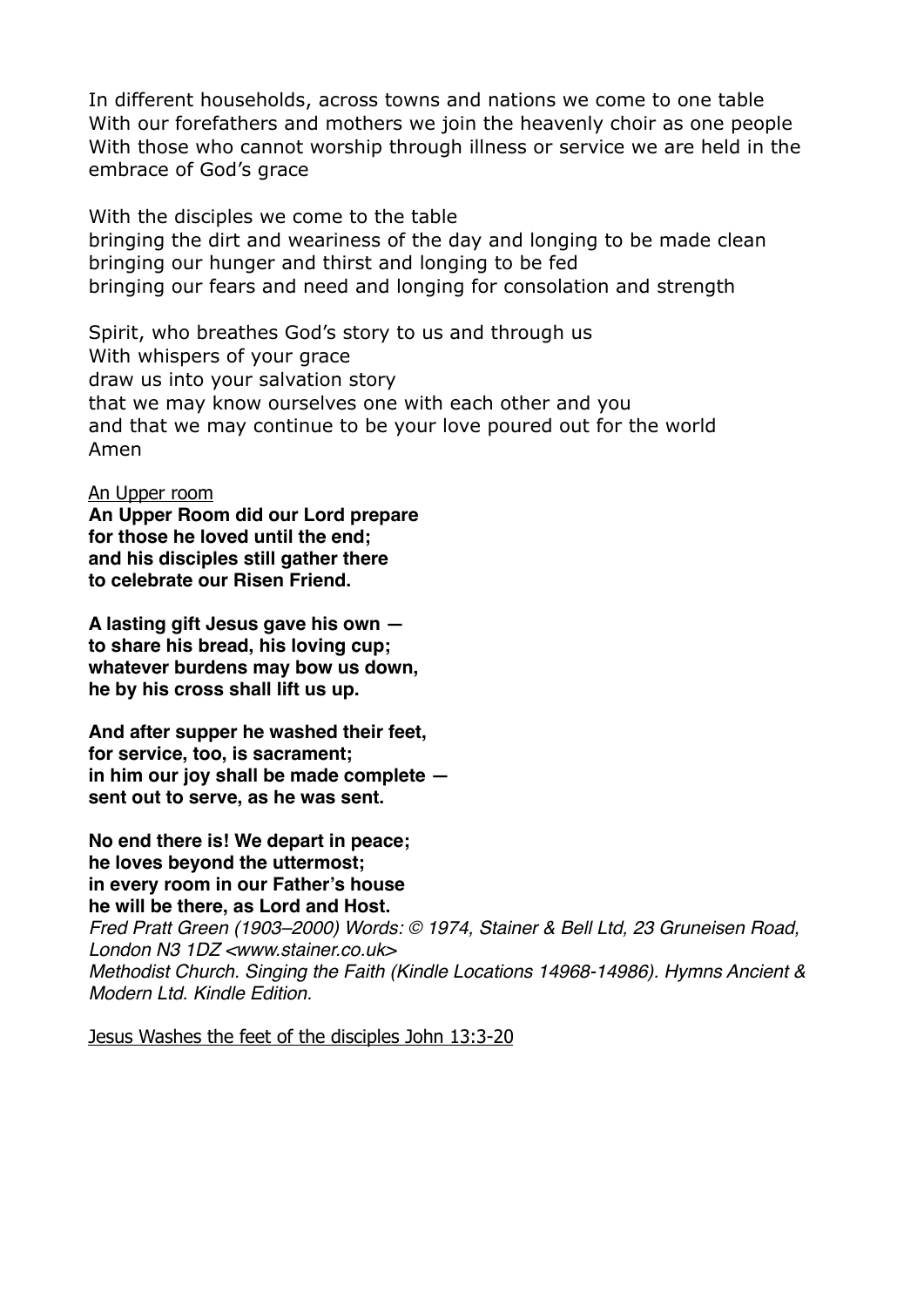In different households, across towns and nations we come to one table
With our forefathers and mothers we join the heavenly choir as one people
With those who cannot worship through illness or service we are held in the embrace of God's grace

With the disciples we come to the table
bringing the dirt and weariness of the day and longing to be made clean
bringing our hunger and thirst and longing to be fed
bringing our fears and need and longing for consolation and strength

Spirit, who breathes God's story to us and through us
With whispers of your grace
draw us into your salvation story
that we may know ourselves one with each other and you
and that we may continue to be your love poured out for the world
Amen

<u>An Upper room</u>

**An Upper Room did our Lord prepare**
**for those he loved until the end;**
**and his disciples still gather there**
**to celebrate our Risen Friend.**

**A lasting gift Jesus gave his own —**
**to share his bread, his loving cup;**
**whatever burdens may bow us down,**
**he by his cross shall lift us up.**

**And after supper he washed their feet,**
**for service, too, is sacrament;**
**in him our joy shall be made complete —**
**sent out to serve, as he was sent.**

**No end there is! We depart in peace;**
**he loves beyond the uttermost;**
**in every room in our Father's house**
**he will be there, as Lord and Host.**

*Fred Pratt Green (1903–2000) Words: © 1974, Stainer & Bell Ltd, 23 Gruneisen Road, London N3 1DZ <www.stainer.co.uk>*
*Methodist Church. Singing the Faith (Kindle Locations 14968-14986). Hymns Ancient & Modern Ltd. Kindle Edition.*

<u>Jesus Washes the feet of the disciples John 13:3-20</u>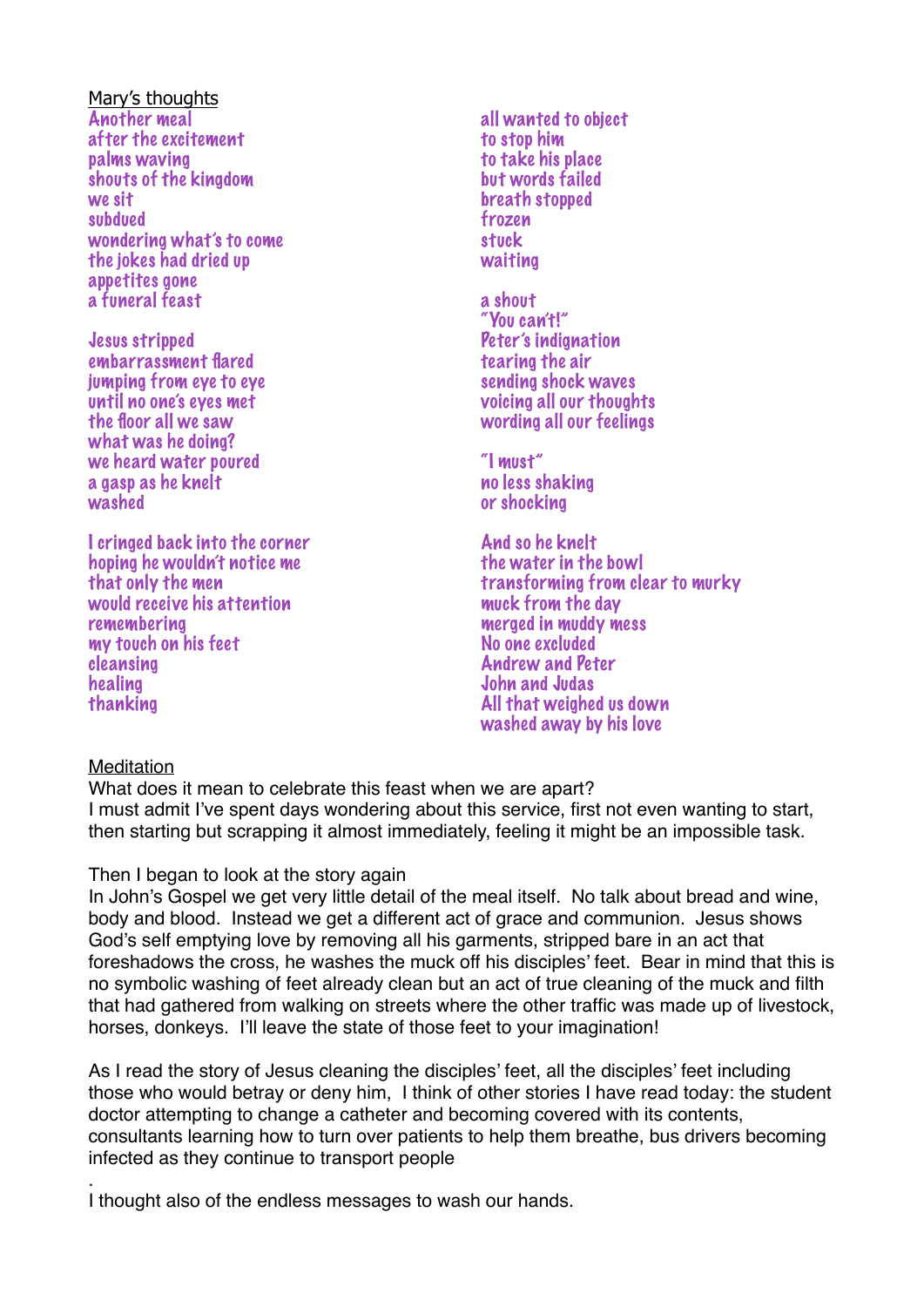Mary's thoughts

Another meal
after the excitement
palms waving
shouts of the kingdom
we sit
subdued
wondering what's to come
the jokes had dried up
appetites gone
a funeral feast

Jesus stripped
embarrassment flared
jumping from eye to eye
until no one's eyes met
the floor all we saw
what was he doing?
we heard water poured
a gasp as he knelt
washed

I cringed back into the corner
hoping he wouldn't notice me
that only the men
would receive his attention
remembering
my touch on his feet
cleansing
healing
thanking

all wanted to object
to stop him
to take his place
but words failed
breath stopped
frozen
stuck
waiting

a shout
"You can't!"
Peter's indignation
tearing the air
sending shock waves
voicing all our thoughts
wording all our feelings

"I must"
no less shaking
or shocking

And so he knelt
the water in the bowl
transforming from clear to murky
muck from the day
merged in muddy mess
No one excluded
Andrew and Peter
John and Judas
All that weighed us down
washed away by his love

Meditation

What does it mean to celebrate this feast when we are apart?
I must admit I've spent days wondering about this service, first not even wanting to start, then starting but scrapping it almost immediately, feeling it might be an impossible task.

Then I began to look at the story again
In John's Gospel we get very little detail of the meal itself. No talk about bread and wine, body and blood. Instead we get a different act of grace and communion. Jesus shows God's self emptying love by removing all his garments, stripped bare in an act that foreshadows the cross, he washes the muck off his disciples' feet. Bear in mind that this is no symbolic washing of feet already clean but an act of true cleaning of the muck and filth that had gathered from walking on streets where the other traffic was made up of livestock, horses, donkeys. I'll leave the state of those feet to your imagination!

As I read the story of Jesus cleaning the disciples' feet, all the disciples' feet including those who would betray or deny him, I think of other stories I have read today: the student doctor attempting to change a catheter and becoming covered with its contents, consultants learning how to turn over patients to help them breathe, bus drivers becoming infected as they continue to transport people

.
I thought also of the endless messages to wash our hands.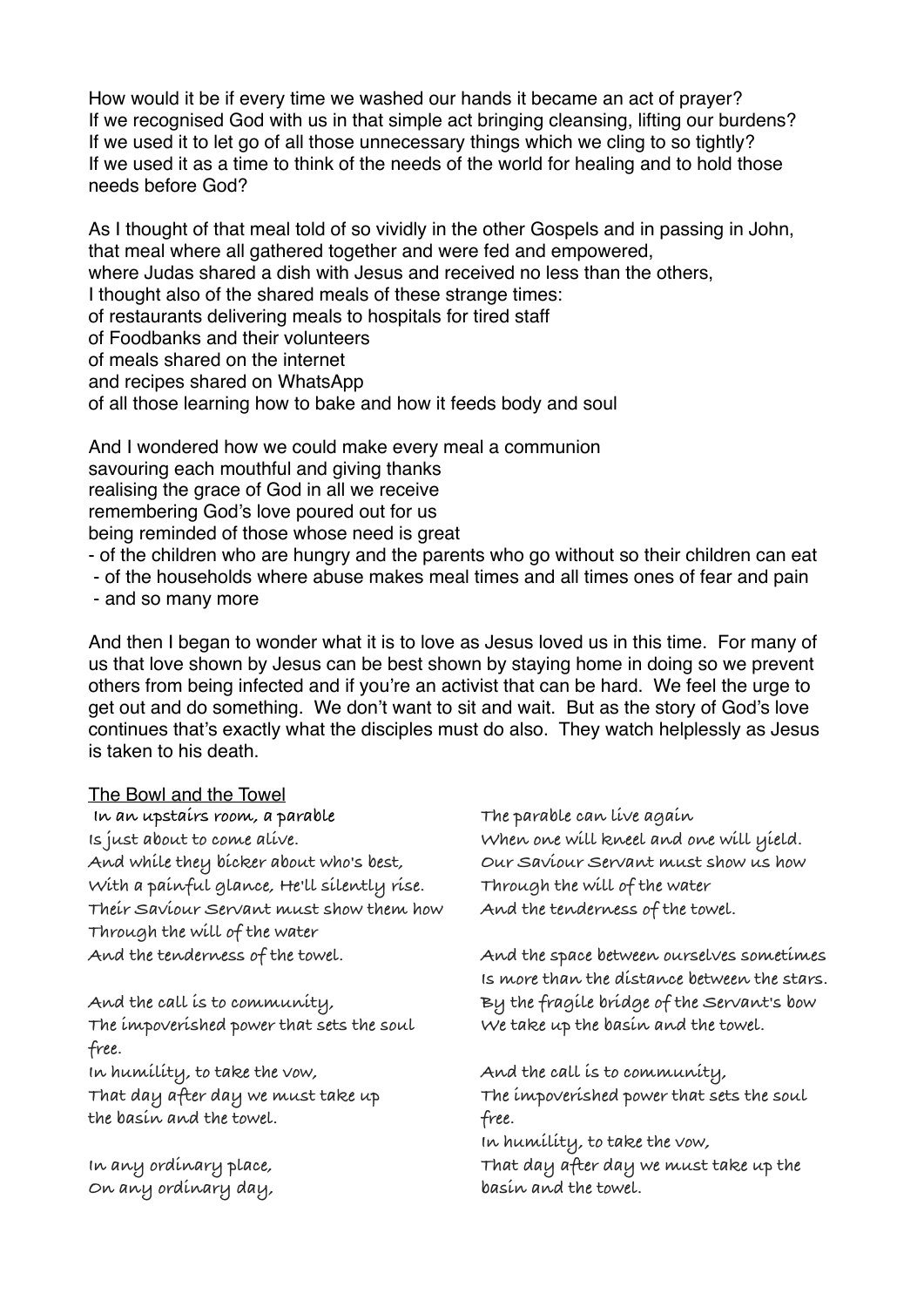How would it be if every time we washed our hands it became an act of prayer?
If we recognised God with us in that simple act bringing cleansing, lifting our burdens?
If we used it to let go of all those unnecessary things which we cling to so tightly?
If we used it as a time to think of the needs of the world for healing and to hold those needs before God?

As I thought of that meal told of so vividly in the other Gospels and in passing in John,
that meal where all gathered together and were fed and empowered,
where Judas shared a dish with Jesus and received no less than the others,
I thought also of the shared meals of these strange times:
of restaurants delivering meals to hospitals for tired staff
of Foodbanks and their volunteers
of meals shared on the internet
and recipes shared on WhatsApp
of all those learning how to bake and how it feeds body and soul

And I wondered how we could make every meal a communion
savouring each mouthful and giving thanks
realising the grace of God in all we receive
remembering God's love poured out for us
being reminded of those whose need is great
- of the children who are hungry and the parents who go without so their children can eat
- of the households where abuse makes meal times and all times ones of fear and pain
- and so many more

And then I began to wonder what it is to love as Jesus loved us in this time. For many of us that love shown by Jesus can be best shown by staying home in doing so we prevent others from being infected and if you're an activist that can be hard. We feel the urge to get out and do something. We don't want to sit and wait. But as the story of God's love continues that's exactly what the disciples must do also. They watch helplessly as Jesus is taken to his death.

<u>The Bowl and the Towel</u>

In an upstairs room, a parable
Is just about to come alive.
And while they bicker about who's best,
With a painful glance, He'll silently rise.
Their Saviour Servant must show them how
Through the will of the water
And the tenderness of the towel.

And the call is to community,
The impoverished power that sets the soul free.
In humility, to take the vow,
That day after day we must take up
the basin and the towel.

In any ordinary place,
On any ordinary day,
The parable can live again
When one will kneel and one will yield.
Our Saviour Servant must show us how
Through the will of the water
And the tenderness of the towel.

And the space between ourselves sometimes
Is more than the distance between the stars.
By the fragile bridge of the Servant's bow
We take up the basin and the towel.

And the call is to community,
The impoverished power that sets the soul free.
In humility, to take the vow,
That day after day we must take up the basin and the towel.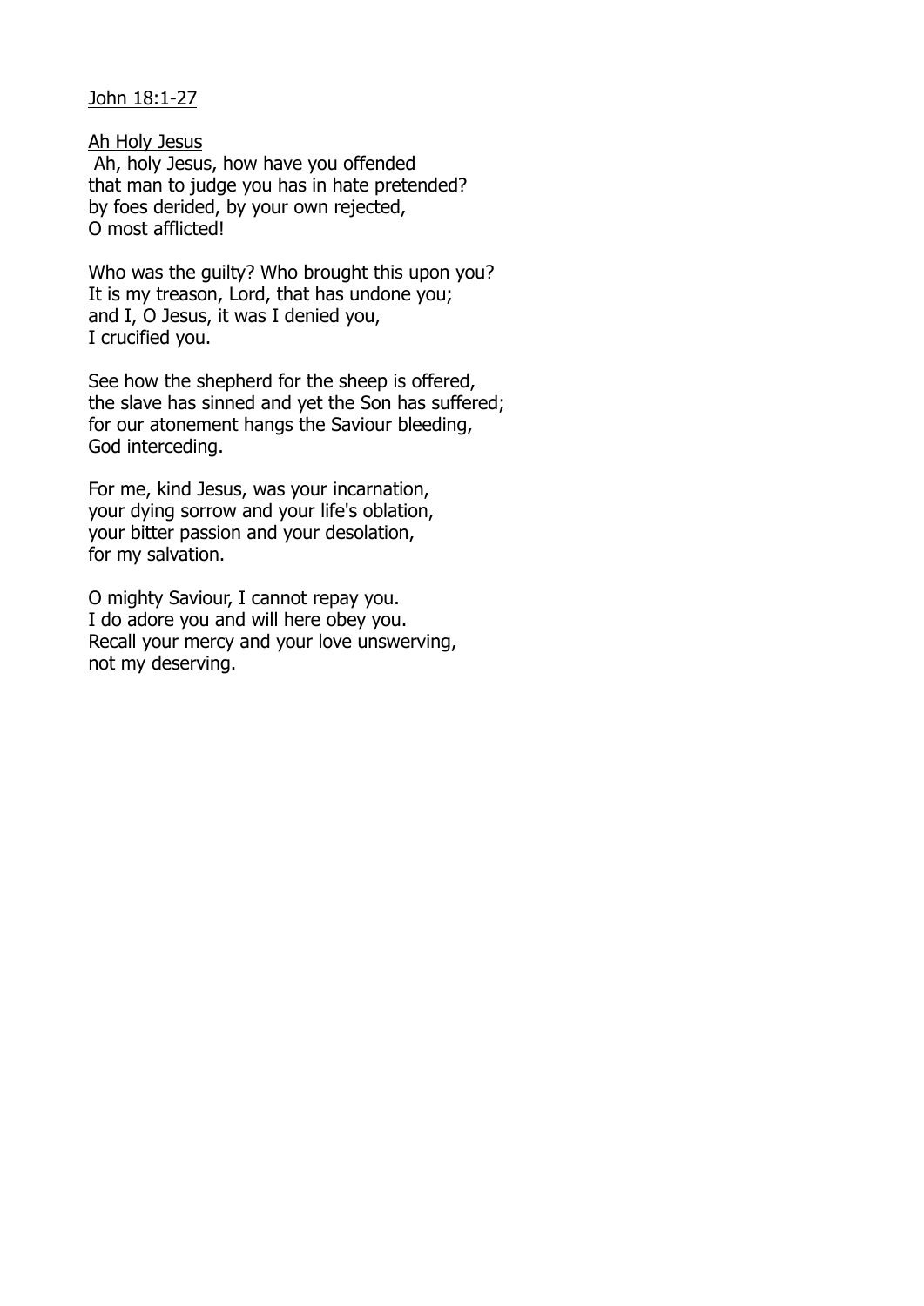<u>John 18:1-27</u>

<u>Ah Holy Jesus</u>

Ah, holy Jesus, how have you offended
that man to judge you has in hate pretended?
by foes derided, by your own rejected,
O most afflicted!

Who was the guilty? Who brought this upon you?
It is my treason, Lord, that has undone you;
and I, O Jesus, it was I denied you,
I crucified you.

See how the shepherd for the sheep is offered,
the slave has sinned and yet the Son has suffered;
for our atonement hangs the Saviour bleeding,
God interceding.

For me, kind Jesus, was your incarnation,
your dying sorrow and your life's oblation,
your bitter passion and your desolation,
for my salvation.

O mighty Saviour, I cannot repay you.
I do adore you and will here obey you.
Recall your mercy and your love unswerving,
not my deserving.